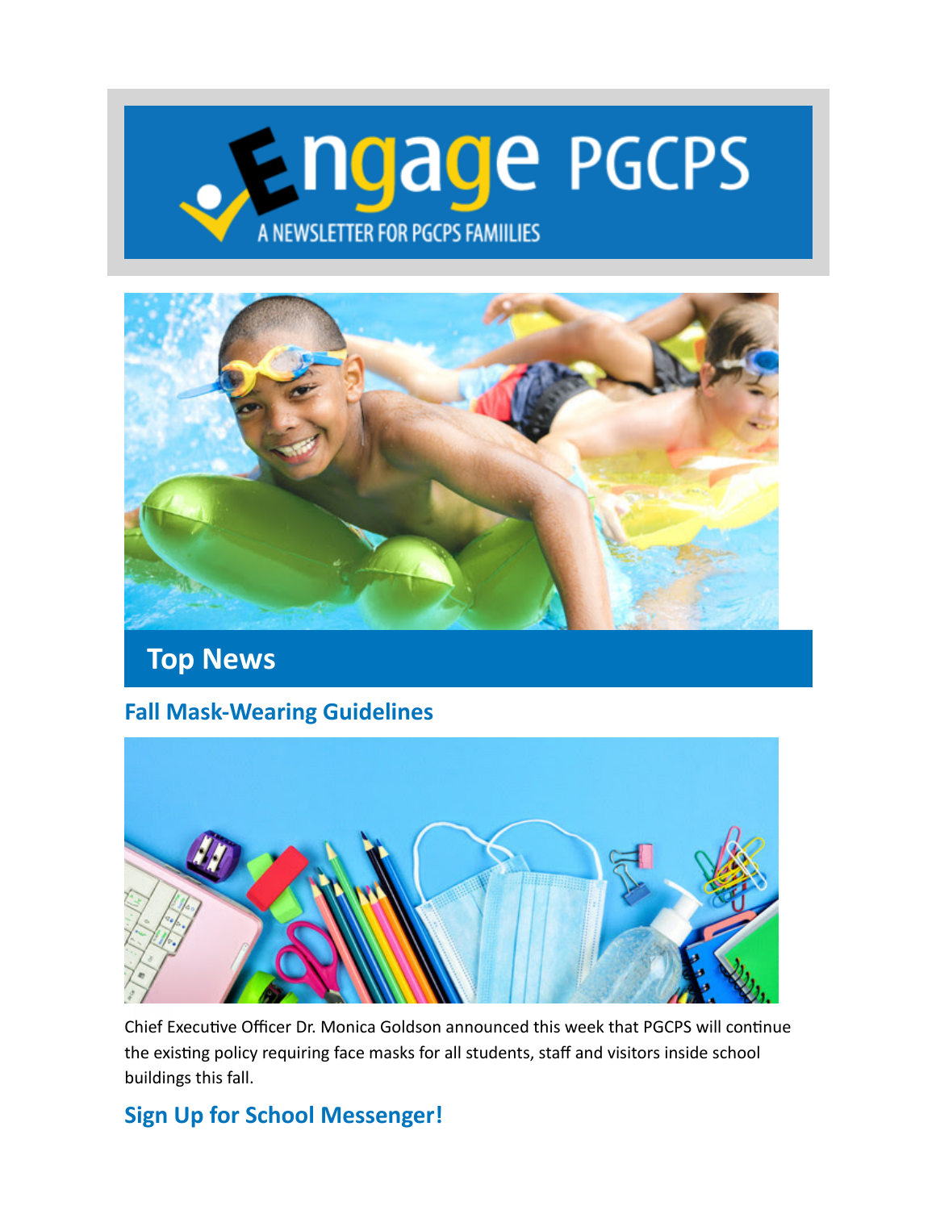# Engage PGCPS

A NEWSLETTER FOR PGCPS FAMIILIES

## Top News

### Fall Mask-Wearing Guidelines

Chief Executive Officer Dr. Monica Goldson announced this week that PGCPS will continue the existing policy requiring face masks for all students, staff and visitors inside school buildings this fall.

### Sign Up for School Messenger!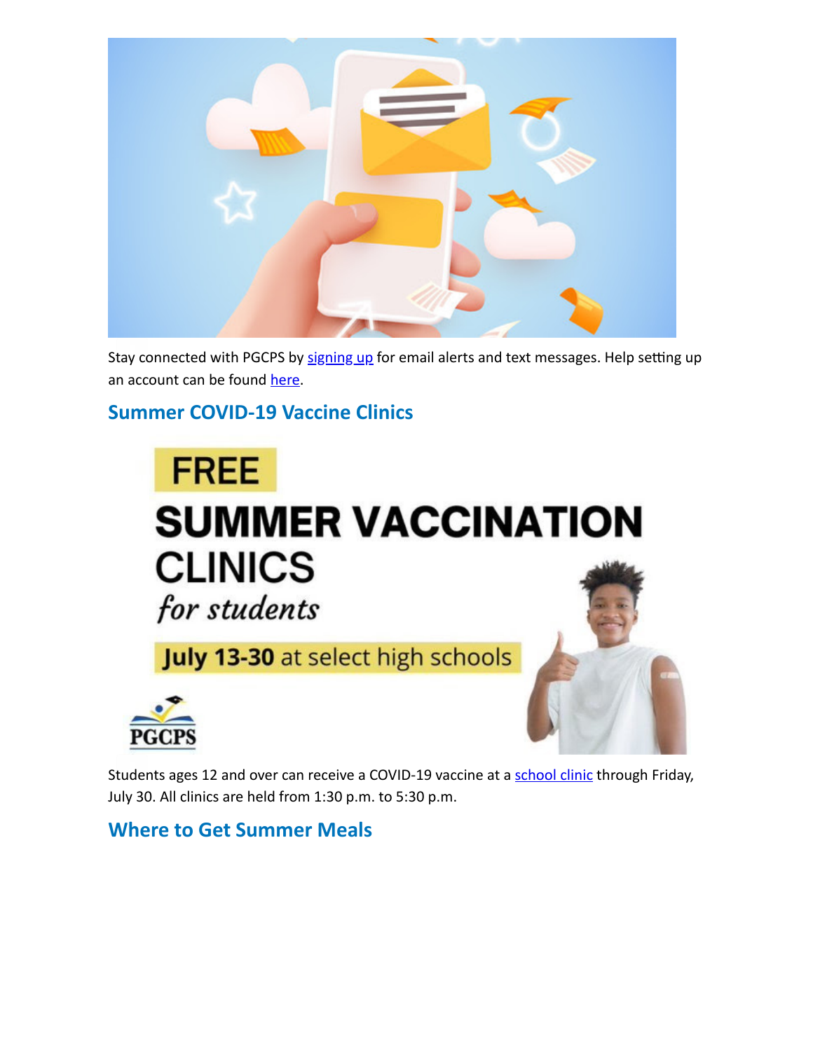Stay connected with PGCPS by signing up for email alerts and text messages. Help setting up an account can be found here.

## Summer COVID-19 Vaccine Clinics

Students ages 12 and over can receive a COVID-19 vaccine at a school clinic through Friday, July 30. All clinics are held from 1:30 p.m. to 5:30 p.m.

## Where to Get Summer Meals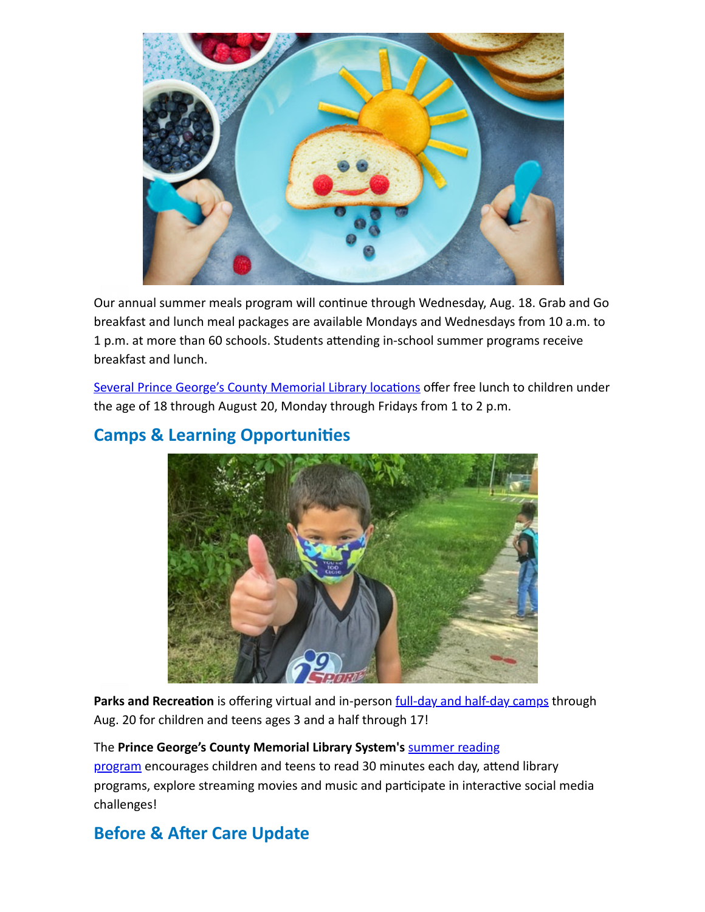Our annual summer meals program will continue through Wednesday, Aug. 18. Grab and Go breakfast and lunch meal packages are available Mondays and Wednesdays from 10 a.m. to 1 p.m. at more than 60 schools. Students attending in-school summer programs receive breakfast and lunch.

Several Prince George's County Memorial Library locations offer free lunch to children under the age of 18 through August 20, Monday through Fridays from 1 to 2 p.m.

## Camps & Learning Opportunities

**Parks and Recreation** is offering virtual and in-person full-day and half-day camps through Aug. 20 for children and teens ages 3 and a half through 17!

The **Prince George's County Memorial Library System's** summer reading program encourages children and teens to read 30 minutes each day, attend library programs, explore streaming movies and music and participate in interactive social media challenges!

## Before & After Care Update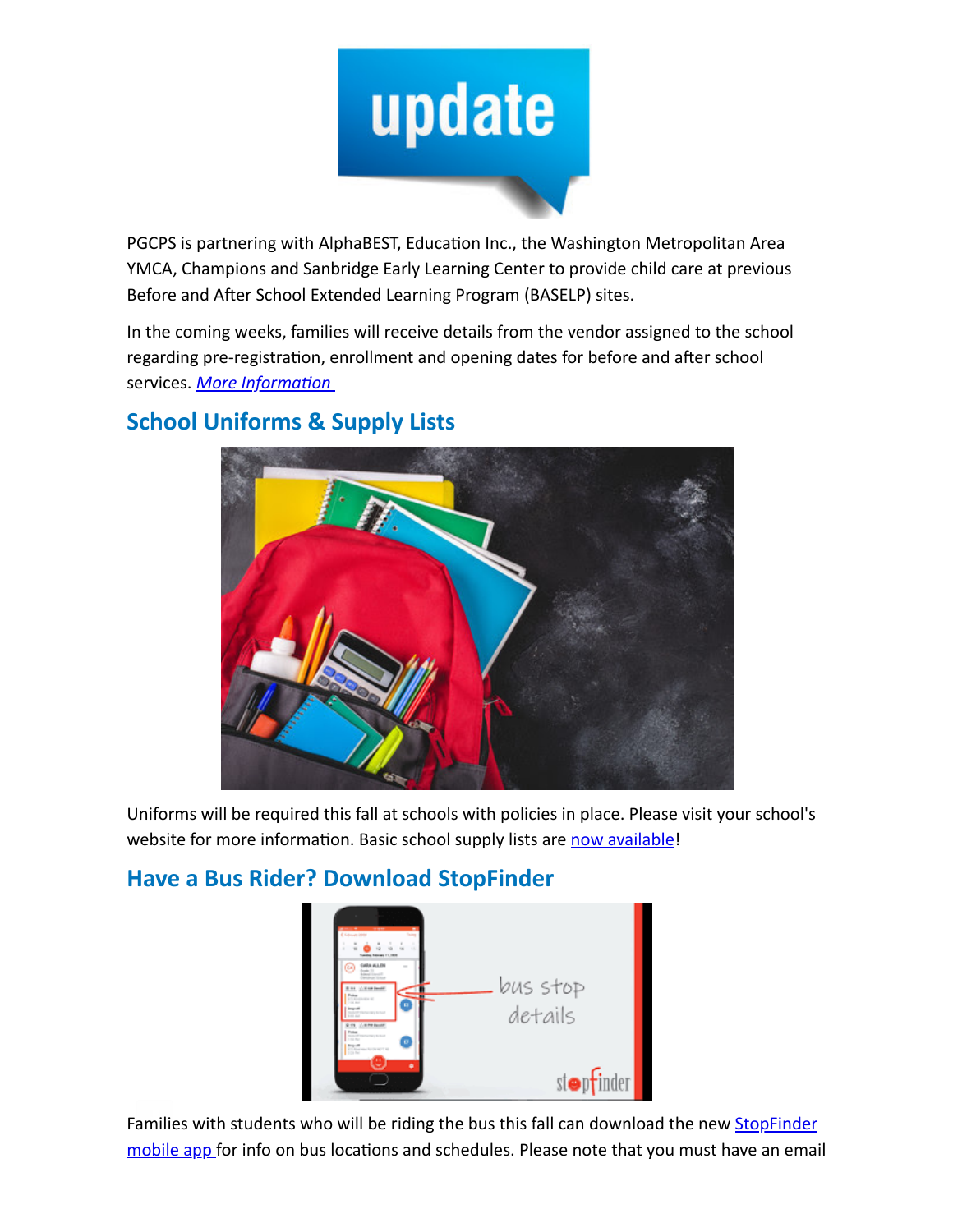PGCPS is partnering with AlphaBEST, Education Inc., the Washington Metropolitan Area YMCA, Champions and Sanbridge Early Learning Center to provide child care at previous Before and After School Extended Learning Program (BASELP) sites.

In the coming weeks, families will receive details from the vendor assigned to the school regarding pre-registration, enrollment and opening dates for before and after school services. *More Information*

## School Uniforms & Supply Lists

Uniforms will be required this fall at schools with policies in place. Please visit your school's website for more information. Basic school supply lists are now available!

## Have a Bus Rider? Download StopFinder

Families with students who will be riding the bus this fall can download the new StopFinder mobile app for info on bus locations and schedules. Please note that you must have an email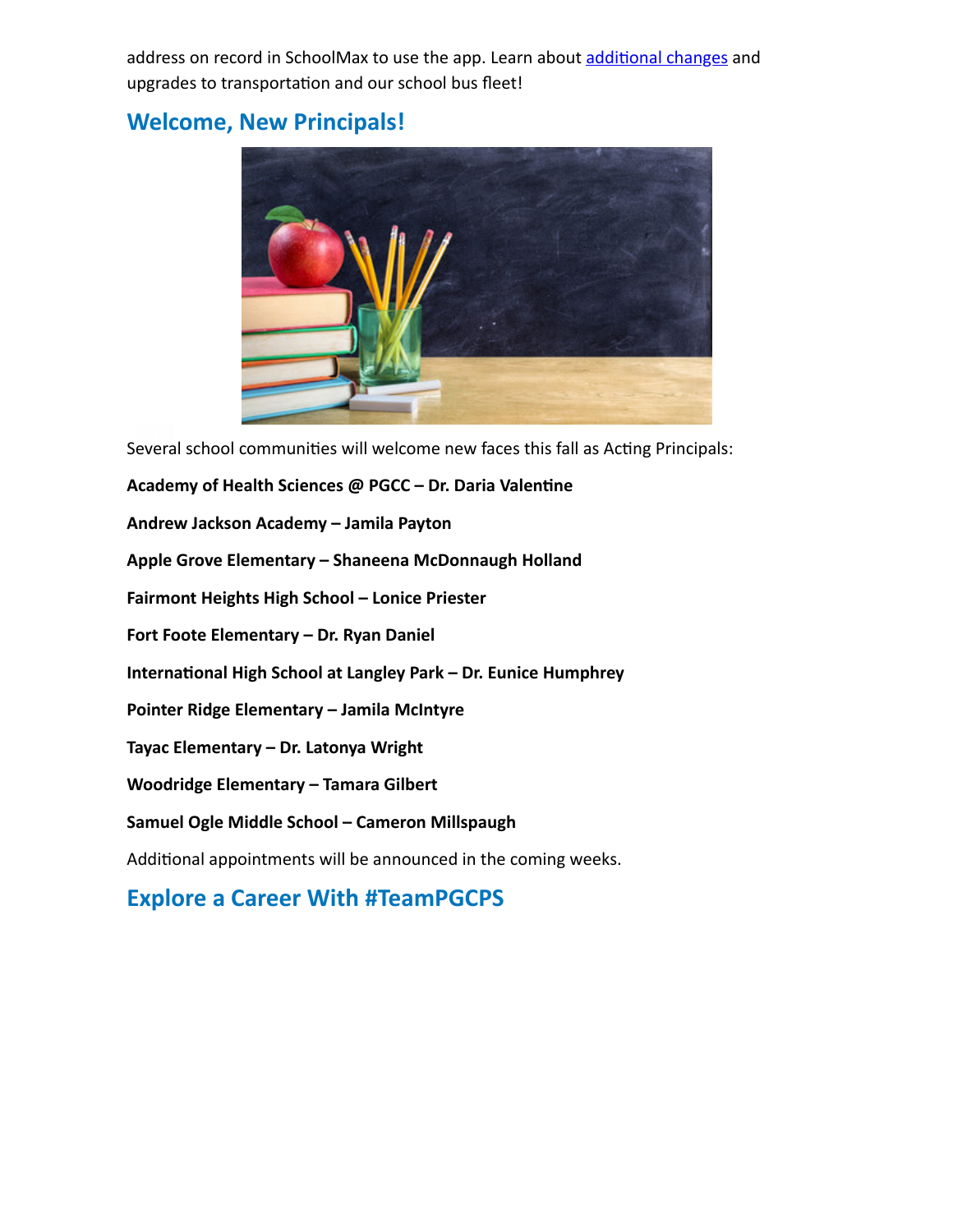address on record in SchoolMax to use the app. Learn about additional changes and upgrades to transportation and our school bus fleet!

## Welcome, New Principals!

Several school communities will welcome new faces this fall as Acting Principals:

**Academy of Health Sciences @ PGCC – Dr. Daria Valentine**

**Andrew Jackson Academy – Jamila Payton**

**Apple Grove Elementary – Shaneena McDonnaugh Holland**

**Fairmont Heights High School – Lonice Priester**

**Fort Foote Elementary – Dr. Ryan Daniel**

**International High School at Langley Park – Dr. Eunice Humphrey**

**Pointer Ridge Elementary – Jamila McIntyre**

**Tayac Elementary – Dr. Latonya Wright**

**Woodridge Elementary – Tamara Gilbert**

**Samuel Ogle Middle School – Cameron Millspaugh**

Additional appointments will be announced in the coming weeks.

## Explore a Career With #TeamPGCPS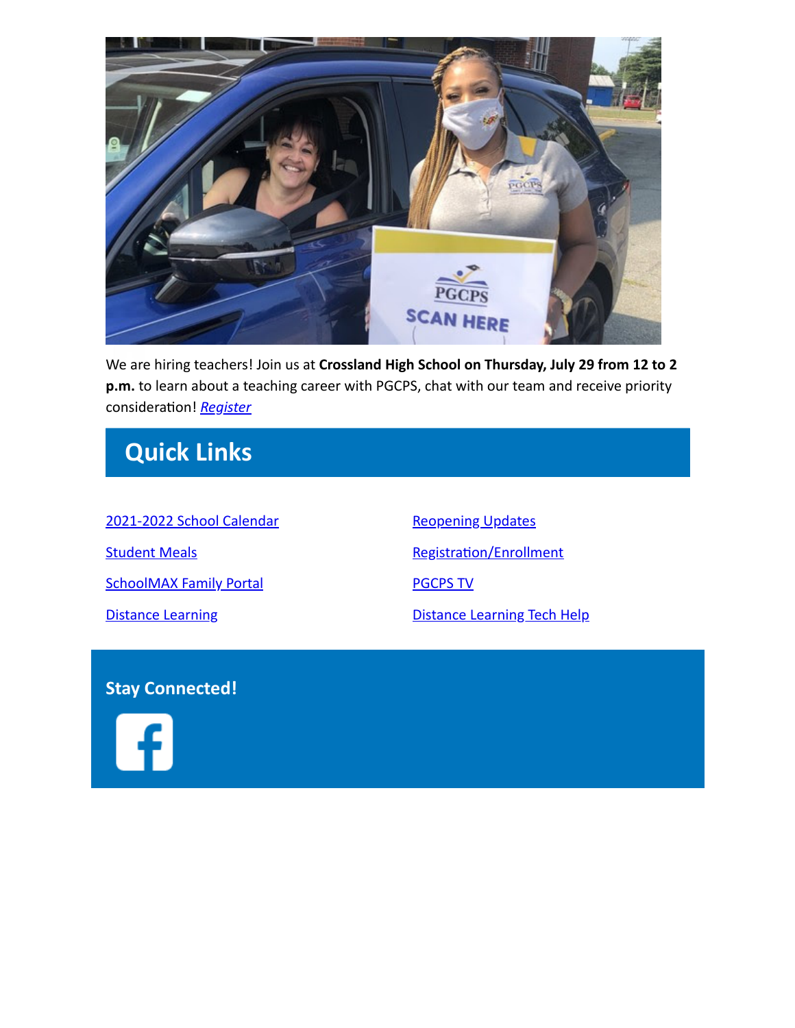We are hiring teachers! Join us at **Crossland High School on Thursday, July 29 from 12 to 2 p.m.** to learn about a teaching career with PGCPS, chat with our team and receive priority consideration! *Register*

## Quick Links

2021-2022 School Calendar

Student Meals

SchoolMAX Family Portal

Distance Learning

Reopening Updates

Registration/Enrollment

PGCPS TV

Distance Learning Tech Help

**Stay Connected!**